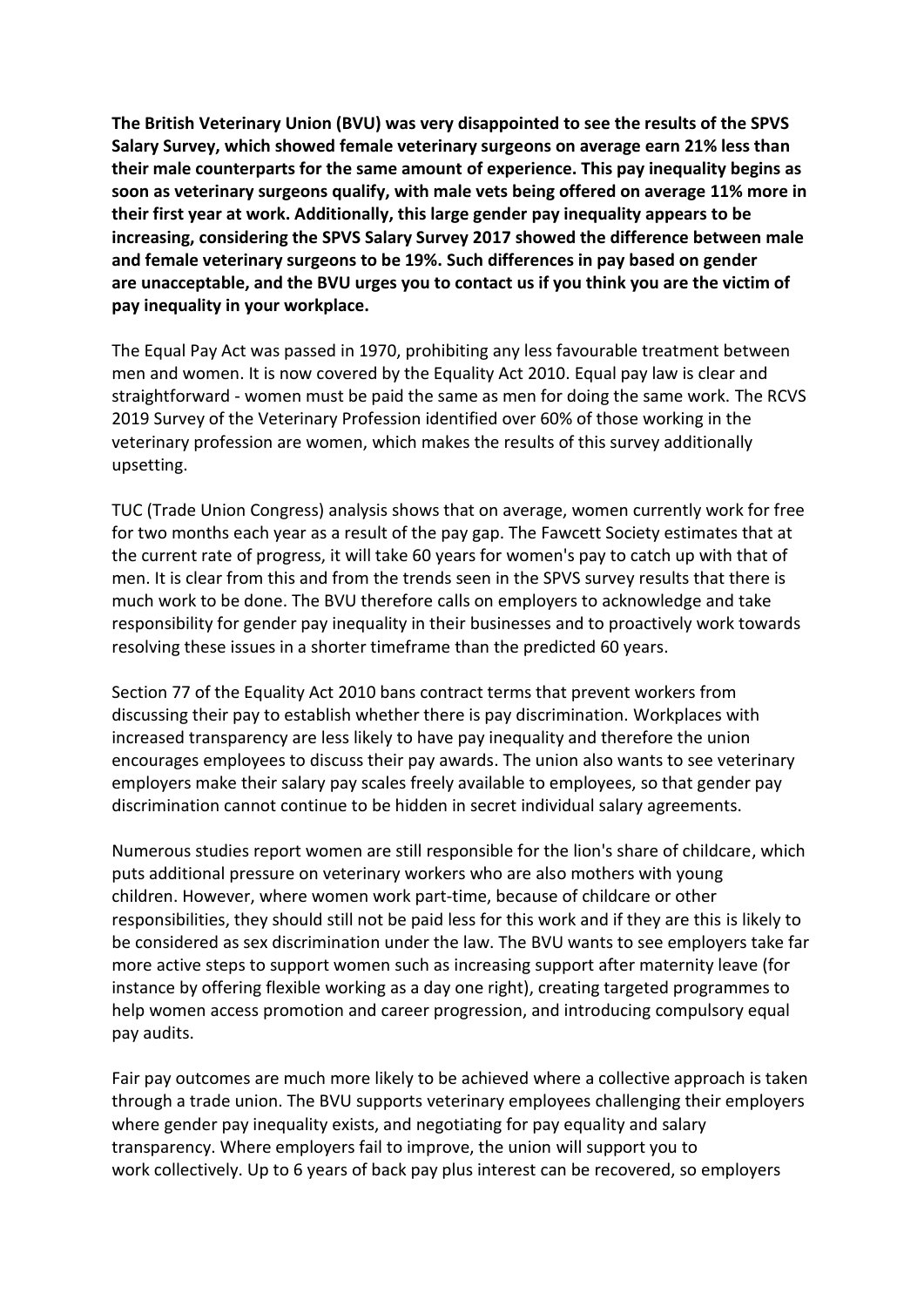**The British Veterinary Union (BVU) was very disappointed to see the results of the SPVS Salary Survey, which showed female veterinary surgeons on average earn 21% less than their male counterparts for the same amount of experience. This pay inequality begins as soon as veterinary surgeons qualify, with male vets being offered on average 11% more in their first year at work. Additionally, this large gender pay inequality appears to be increasing, considering the SPVS Salary Survey 2017 showed the difference between male and female veterinary surgeons to be 19%. Such differences in pay based on gender are unacceptable, and the BVU urges you to contact us if you think you are the victim of pay inequality in your workplace.**

The Equal Pay Act was passed in 1970, prohibiting any less favourable treatment between men and women. It is now covered by the Equality Act 2010. Equal pay law is clear and straightforward - women must be paid the same as men for doing the same work. The RCVS 2019 Survey of the Veterinary Profession identified over 60% of those working in the veterinary profession are women, which makes the results of this survey additionally upsetting.

TUC (Trade Union Congress) analysis shows that on average, women currently work for free for two months each year as a result of the pay gap. The Fawcett Society estimates that at the current rate of progress, it will take 60 years for women's pay to catch up with that of men. It is clear from this and from the trends seen in the SPVS survey results that there is much work to be done. The BVU therefore calls on employers to acknowledge and take responsibility for gender pay inequality in their businesses and to proactively work towards resolving these issues in a shorter timeframe than the predicted 60 years.

Section 77 of the Equality Act 2010 bans contract terms that prevent workers from discussing their pay to establish whether there is pay discrimination. Workplaces with increased transparency are less likely to have pay inequality and therefore the union encourages employees to discuss their pay awards. The union also wants to see veterinary employers make their salary pay scales freely available to employees, so that gender pay discrimination cannot continue to be hidden in secret individual salary agreements.

Numerous studies report women are still responsible for the lion's share of childcare, which puts additional pressure on veterinary workers who are also mothers with young children. However, where women work part-time, because of childcare or other responsibilities, they should still not be paid less for this work and if they are this is likely to be considered as sex discrimination under the law. The BVU wants to see employers take far more active steps to support women such as increasing support after maternity leave (for instance by offering flexible working as a day one right), creating targeted programmes to help women access promotion and career progression, and introducing compulsory equal pay audits.

Fair pay outcomes are much more likely to be achieved where a collective approach is taken through a trade union. The BVU supports veterinary employees challenging their employers where gender pay inequality exists, and negotiating for pay equality and salary transparency. Where employers fail to improve, the union will support you to work collectively. Up to 6 years of back pay plus interest can be recovered, so employers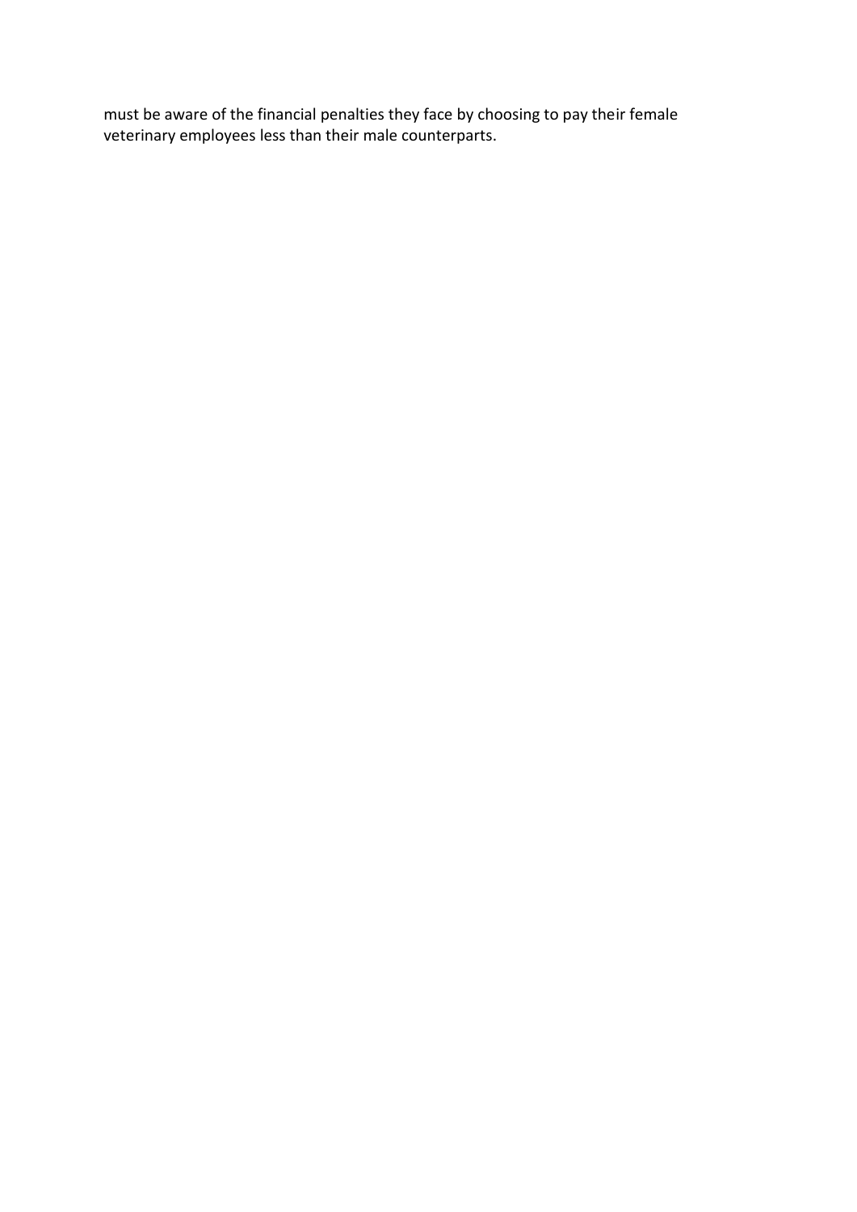must be aware of the financial penalties they face by choosing to pay their female veterinary employees less than their male counterparts.